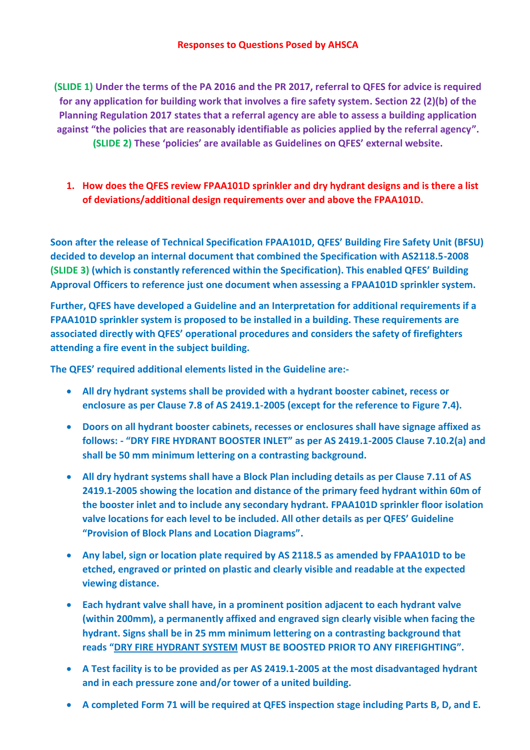# Responses to Questions Posed by AHSCA

**(SLIDE 1) Under the terms of the PA 2016 and the PR 2017, referral to QFES for advice is required for any application for building work that involves a fire safety system. Section 22 (2)(b) of the Planning Regulation 2017 states that a referral agency are able to assess a building application against "the policies that are reasonably identifiable as policies applied by the referral agency". (SLIDE 2) These 'policies' are available as Guidelines on QFES' external website.**

## 1. How does the QFES review FPAA101D sprinkler and dry hydrant designs and is there a list of deviations/additional design requirements over and above the FPAA101D.

**Soon after the release of Technical Specification FPAA101D, QFES' Building Fire Safety Unit (BFSU) decided to develop an internal document that combined the Specification with AS2118.5-2008 (SLIDE 3) (which is constantly referenced within the Specification). This enabled QFES' Building Approval Officers to reference just one document when assessing a FPAA101D sprinkler system.**

**Further, QFES have developed a Guideline and an Interpretation for additional requirements if a FPAA101D sprinkler system is proposed to be installed in a building. These requirements are associated directly with QFES' operational procedures and considers the safety of firefighters attending a fire event in the subject building.**

**The QFES' required additional elements listed in the Guideline are:-**

- **All dry hydrant systems shall be provided with a hydrant booster cabinet, recess or enclosure as per Clause 7.8 of AS 2419.1-2005 (except for the reference to Figure 7.4).**
- **Doors on all hydrant booster cabinets, recesses or enclosures shall have signage affixed as follows: - "DRY FIRE HYDRANT BOOSTER INLET" as per AS 2419.1-2005 Clause 7.10.2(a) and shall be 50 mm minimum lettering on a contrasting background.**
- **All dry hydrant systems shall have a Block Plan including details as per Clause 7.11 of AS 2419.1-2005 showing the location and distance of the primary feed hydrant within 60m of the booster inlet and to include any secondary hydrant. FPAA101D sprinkler floor isolation valve locations for each level to be included. All other details as per QFES' Guideline "Provision of Block Plans and Location Diagrams".**
- **Any label, sign or location plate required by AS 2118.5 as amended by FPAA101D to be etched, engraved or printed on plastic and clearly visible and readable at the expected viewing distance.**
- **Each hydrant valve shall have, in a prominent position adjacent to each hydrant valve (within 200mm), a permanently affixed and engraved sign clearly visible when facing the hydrant. Signs shall be in 25 mm minimum lettering on a contrasting background that reads "<u>DRY FIRE HYDRANT SYSTEM</u> MUST BE BOOSTED PRIOR TO ANY FIREFIGHTING".**
- **A Test facility is to be provided as per AS 2419.1-2005 at the most disadvantaged hydrant and in each pressure zone and/or tower of a united building.**
- **A completed Form 71 will be required at QFES inspection stage including Parts B, D, and E.**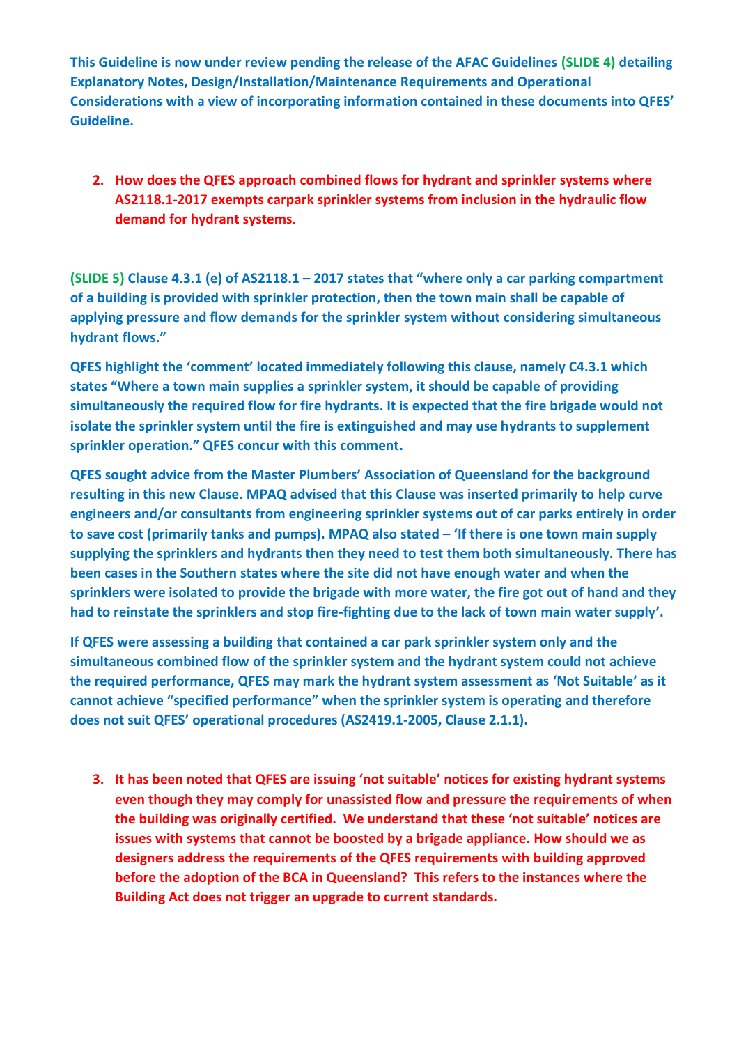**This Guideline is now under review pending the release of the AFAC Guidelines (SLIDE 4) detailing Explanatory Notes, Design/Installation/Maintenance Requirements and Operational Considerations with a view of incorporating information contained in these documents into QFES' Guideline.**

2. **How does the QFES approach combined flows for hydrant and sprinkler systems where AS2118.1-2017 exempts carpark sprinkler systems from inclusion in the hydraulic flow demand for hydrant systems.**

**(SLIDE 5) Clause 4.3.1 (e) of AS2118.1 – 2017 states that "where only a car parking compartment of a building is provided with sprinkler protection, then the town main shall be capable of applying pressure and flow demands for the sprinkler system without considering simultaneous hydrant flows."**

**QFES highlight the 'comment' located immediately following this clause, namely C4.3.1 which states "Where a town main supplies a sprinkler system, it should be capable of providing simultaneously the required flow for fire hydrants. It is expected that the fire brigade would not isolate the sprinkler system until the fire is extinguished and may use hydrants to supplement sprinkler operation." QFES concur with this comment.**

**QFES sought advice from the Master Plumbers' Association of Queensland for the background resulting in this new Clause. MPAQ advised that this Clause was inserted primarily to help curve engineers and/or consultants from engineering sprinkler systems out of car parks entirely in order to save cost (primarily tanks and pumps). MPAQ also stated – 'If there is one town main supply supplying the sprinklers and hydrants then they need to test them both simultaneously. There has been cases in the Southern states where the site did not have enough water and when the sprinklers were isolated to provide the brigade with more water, the fire got out of hand and they had to reinstate the sprinklers and stop fire-fighting due to the lack of town main water supply'.**

**If QFES were assessing a building that contained a car park sprinkler system only and the simultaneous combined flow of the sprinkler system and the hydrant system could not achieve the required performance, QFES may mark the hydrant system assessment as 'Not Suitable' as it cannot achieve "specified performance" when the sprinkler system is operating and therefore does not suit QFES' operational procedures (AS2419.1-2005, Clause 2.1.1).**

3. **It has been noted that QFES are issuing 'not suitable' notices for existing hydrant systems even though they may comply for unassisted flow and pressure the requirements of when the building was originally certified. We understand that these 'not suitable' notices are issues with systems that cannot be boosted by a brigade appliance. How should we as designers address the requirements of the QFES requirements with building approved before the adoption of the BCA in Queensland? This refers to the instances where the Building Act does not trigger an upgrade to current standards.**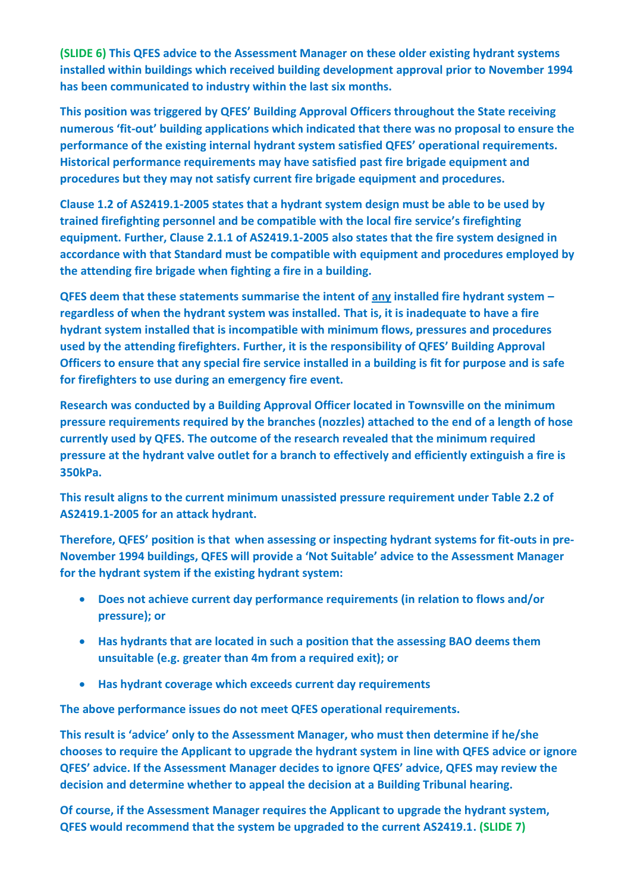**(SLIDE 6) This QFES advice to the Assessment Manager on these older existing hydrant systems installed within buildings which received building development approval prior to November 1994 has been communicated to industry within the last six months.**

**This position was triggered by QFES' Building Approval Officers throughout the State receiving numerous 'fit-out' building applications which indicated that there was no proposal to ensure the performance of the existing internal hydrant system satisfied QFES' operational requirements. Historical performance requirements may have satisfied past fire brigade equipment and procedures but they may not satisfy current fire brigade equipment and procedures.**

**Clause 1.2 of AS2419.1-2005 states that a hydrant system design must be able to be used by trained firefighting personnel and be compatible with the local fire service's firefighting equipment. Further, Clause 2.1.1 of AS2419.1-2005 also states that the fire system designed in accordance with that Standard must be compatible with equipment and procedures employed by the attending fire brigade when fighting a fire in a building.**

**QFES deem that these statements summarise the intent of <u>any</u> installed fire hydrant system – regardless of when the hydrant system was installed. That is, it is inadequate to have a fire hydrant system installed that is incompatible with minimum flows, pressures and procedures used by the attending firefighters. Further, it is the responsibility of QFES' Building Approval Officers to ensure that any special fire service installed in a building is fit for purpose and is safe for firefighters to use during an emergency fire event.**

**Research was conducted by a Building Approval Officer located in Townsville on the minimum pressure requirements required by the branches (nozzles) attached to the end of a length of hose currently used by QFES. The outcome of the research revealed that the minimum required pressure at the hydrant valve outlet for a branch to effectively and efficiently extinguish a fire is 350kPa.**

**This result aligns to the current minimum unassisted pressure requirement under Table 2.2 of AS2419.1-2005 for an attack hydrant.**

**Therefore, QFES' position is that when assessing or inspecting hydrant systems for fit-outs in pre-November 1994 buildings, QFES will provide a 'Not Suitable' advice to the Assessment Manager for the hydrant system if the existing hydrant system:**

- **Does not achieve current day performance requirements (in relation to flows and/or pressure); or**
- **Has hydrants that are located in such a position that the assessing BAO deems them unsuitable (e.g. greater than 4m from a required exit); or**
- **Has hydrant coverage which exceeds current day requirements**

**The above performance issues do not meet QFES operational requirements.**

**This result is 'advice' only to the Assessment Manager, who must then determine if he/she chooses to require the Applicant to upgrade the hydrant system in line with QFES advice or ignore QFES' advice. If the Assessment Manager decides to ignore QFES' advice, QFES may review the decision and determine whether to appeal the decision at a Building Tribunal hearing.**

**Of course, if the Assessment Manager requires the Applicant to upgrade the hydrant system, QFES would recommend that the system be upgraded to the current AS2419.1. (SLIDE 7)**